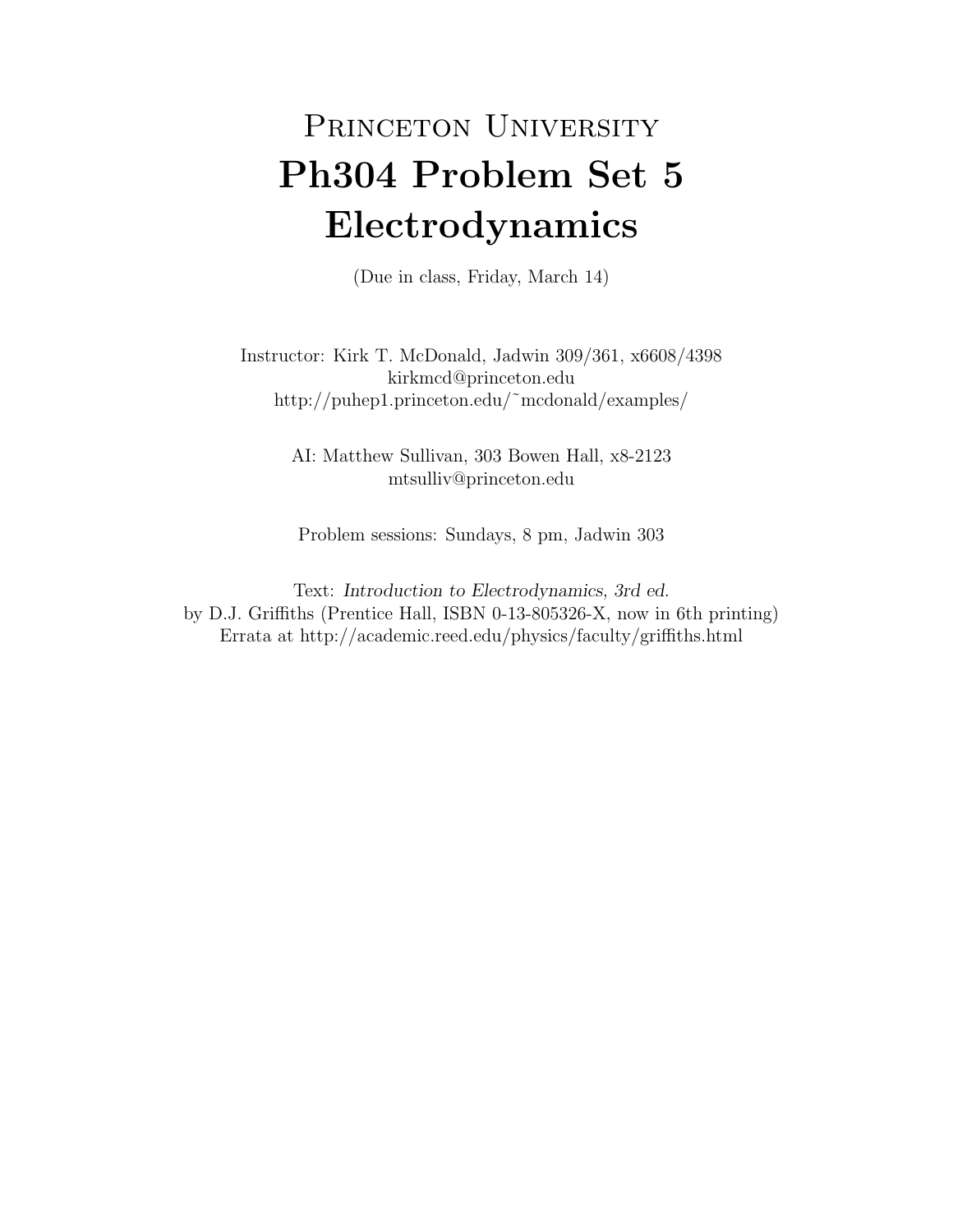# Princeton University
# Ph304 Problem Set 5
# Electrodynamics

(Due in class, Friday, March 14)

Instructor: Kirk T. McDonald, Jadwin 309/361, x6608/4398
kirkmcd@princeton.edu
http://puhep1.princeton.edu/˜mcdonald/examples/

AI: Matthew Sullivan, 303 Bowen Hall, x8-2123
mtsulliv@princeton.edu

Problem sessions: Sundays, 8 pm, Jadwin 303

Text: *Introduction to Electrodynamics, 3rd ed.*
by D.J. Griffiths (Prentice Hall, ISBN 0-13-805326-X, now in 6th printing)
Errata at http://academic.reed.edu/physics/faculty/griffiths.html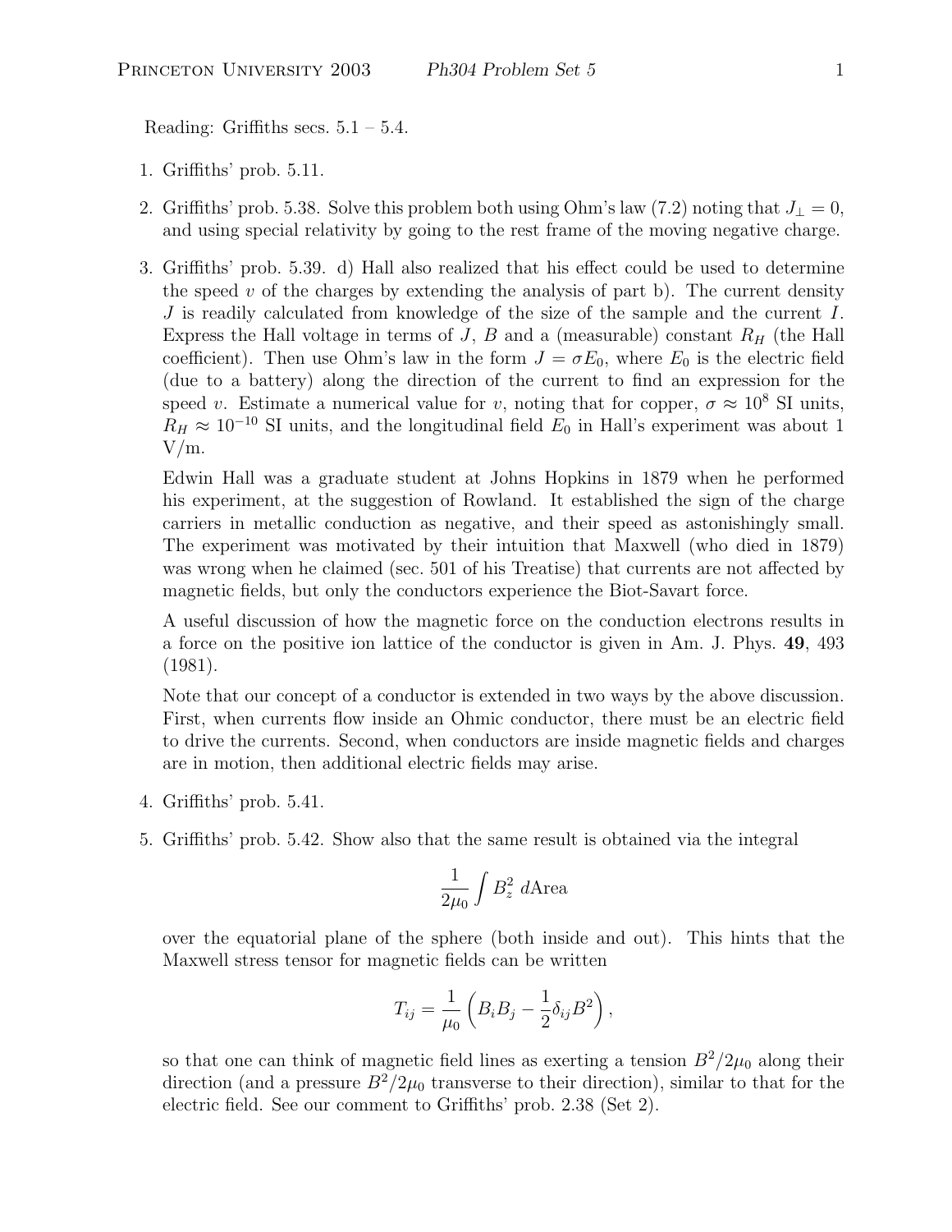Reading: Griffiths secs. 5.1 – 5.4.

1. Griffiths' prob. 5.11.

2. Griffiths' prob. 5.38. Solve this problem both using Ohm's law (7.2) noting that $J_\perp = 0$, and using special relativity by going to the rest frame of the moving negative charge.

3. Griffiths' prob. 5.39. d) Hall also realized that his effect could be used to determine the speed $v$ of the charges by extending the analysis of part b). The current density $J$ is readily calculated from knowledge of the size of the sample and the current $I$. Express the Hall voltage in terms of $J$, $B$ and a (measurable) constant $R_H$ (the Hall coefficient). Then use Ohm's law in the form $J = \sigma E_0$, where $E_0$ is the electric field (due to a battery) along the direction of the current to find an expression for the speed $v$. Estimate a numerical value for $v$, noting that for copper, $\sigma \approx 10^8$ SI units, $R_H \approx 10^{-10}$ SI units, and the longitudinal field $E_0$ in Hall's experiment was about 1 V/m.

   Edwin Hall was a graduate student at Johns Hopkins in 1879 when he performed his experiment, at the suggestion of Rowland. It established the sign of the charge carriers in metallic conduction as negative, and their speed as astonishingly small. The experiment was motivated by their intuition that Maxwell (who died in 1879) was wrong when he claimed (sec. 501 of his Treatise) that currents are not affected by magnetic fields, but only the conductors experience the Biot-Savart force.

   A useful discussion of how the magnetic force on the conduction electrons results in a force on the positive ion lattice of the conductor is given in Am. J. Phys. **49**, 493 (1981).

   Note that our concept of a conductor is extended in two ways by the above discussion. First, when currents flow inside an Ohmic conductor, there must be an electric field to drive the currents. Second, when conductors are inside magnetic fields and charges are in motion, then additional electric fields may arise.

4. Griffiths' prob. 5.41.

5. Griffiths' prob. 5.42. Show also that the same result is obtained via the integral

$$\frac{1}{2\mu_0}\int B_z^2 \, d\text{Area}$$

   over the equatorial plane of the sphere (both inside and out). This hints that the Maxwell stress tensor for magnetic fields can be written

$$T_{ij} = \frac{1}{\mu_0}\left(B_i B_j - \frac{1}{2}\delta_{ij} B^2\right),$$

   so that one can think of magnetic field lines as exerting a tension $B^2/2\mu_0$ along their direction (and a pressure $B^2/2\mu_0$ transverse to their direction), similar to that for the electric field. See our comment to Griffiths' prob. 2.38 (Set 2).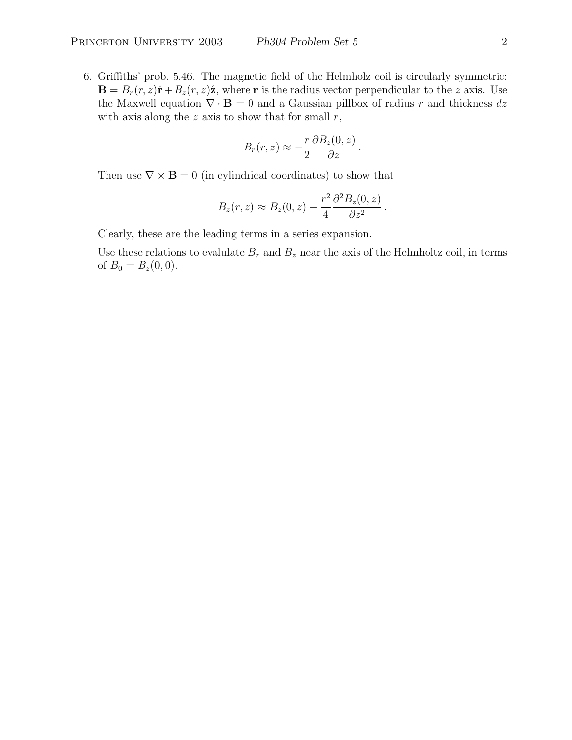6. Griffiths' prob. 5.46. The magnetic field of the Helmholz coil is circularly symmetric: $\mathbf{B} = B_r(r,z)\hat{\mathbf{r}} + B_z(r,z)\hat{\mathbf{z}}$, where $\mathbf{r}$ is the radius vector perpendicular to the $z$ axis. Use the Maxwell equation $\nabla \cdot \mathbf{B} = 0$ and a Gaussian pillbox of radius $r$ and thickness $dz$ with axis along the $z$ axis to show that for small $r$,

$$B_r(r,z) \approx -\frac{r}{2}\frac{\partial B_z(0,z)}{\partial z}.$$

Then use $\nabla \times \mathbf{B} = 0$ (in cylindrical coordinates) to show that

$$B_z(r,z) \approx B_z(0,z) - \frac{r^2}{4}\frac{\partial^2 B_z(0,z)}{\partial z^2}.$$

Clearly, these are the leading terms in a series expansion.

Use these relations to evalulate $B_r$ and $B_z$ near the axis of the Helmholtz coil, in terms of $B_0 = B_z(0,0)$.